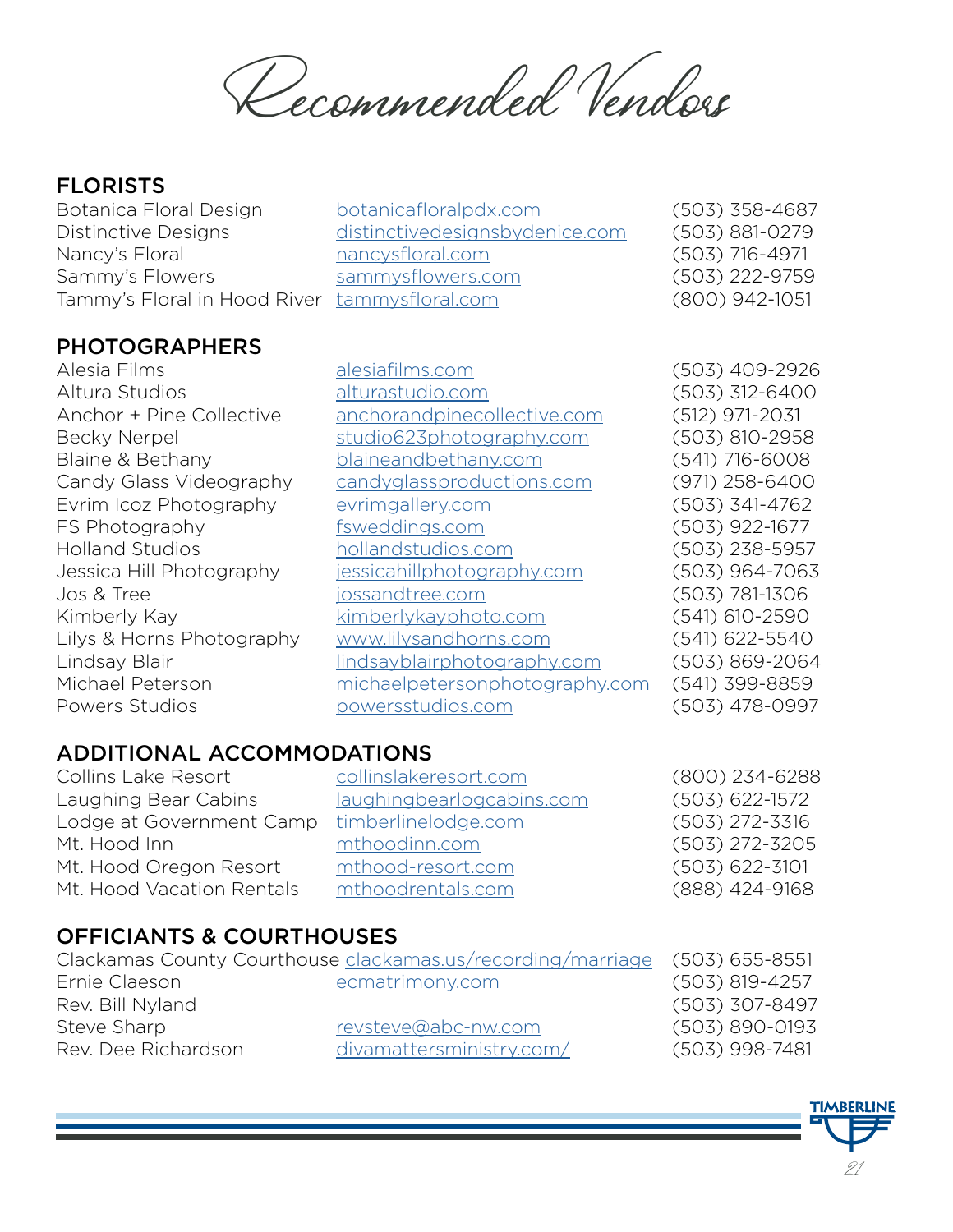# Recommended Vendors

## FLORISTS

| | | |
|---|---|---|
| Botanica Floral Design | botanicafloralpdx.com | (503) 358-4687 |
| Distinctive Designs | distinctivedesignsbydenice.com | (503) 881-0279 |
| Nancy's Floral | nancysfloral.com | (503) 716-4971 |
| Sammy's Flowers | sammysflowers.com | (503) 222-9759 |
| Tammy's Floral in Hood River | tammysfloral.com | (800) 942-1051 |

## PHOTOGRAPHERS

| | | |
|---|---|---|
| Alesia Films | alesiafilms.com | (503) 409-2926 |
| Altura Studios | alturastudio.com | (503) 312-6400 |
| Anchor + Pine Collective | anchorandpinecollective.com | (512) 971-2031 |
| Becky Nerpel | studio623photography.com | (503) 810-2958 |
| Blaine & Bethany | blaineandbethany.com | (541) 716-6008 |
| Candy Glass Videography | candyglassproductions.com | (971) 258-6400 |
| Evrim Icoz Photography | evrimgallery.com | (503) 341-4762 |
| FS Photography | fsweddings.com | (503) 922-1677 |
| Holland Studios | hollandstudios.com | (503) 238-5957 |
| Jessica Hill Photography | jessicahillphotography.com | (503) 964-7063 |
| Jos & Tree | jossandtree.com | (503) 781-1306 |
| Kimberly Kay | kimberlykayphoto.com | (541) 610-2590 |
| Lilys & Horns Photography | www.lilysandhorns.com | (541) 622-5540 |
| Lindsay Blair | lindsayblairphotography.com | (503) 869-2064 |
| Michael Peterson | michaelpetersonphotography.com | (541) 399-8859 |
| Powers Studios | powersstudios.com | (503) 478-0997 |

## ADDITIONAL ACCOMMODATIONS

| | | |
|---|---|---|
| Collins Lake Resort | collinslakeresort.com | (800) 234-6288 |
| Laughing Bear Cabins | laughingbearlogcabins.com | (503) 622-1572 |
| Lodge at Government Camp | timberlinelodge.com | (503) 272-3316 |
| Mt. Hood Inn | mthoodinn.com | (503) 272-3205 |
| Mt. Hood Oregon Resort | mthood-resort.com | (503) 622-3101 |
| Mt. Hood Vacation Rentals | mthoodrentals.com | (888) 424-9168 |

## OFFICIANTS & COURTHOUSES

| | | |
|---|---|---|
| Clackamas County Courthouse | clackamas.us/recording/marriage | (503) 655-8551 |
| Ernie Claeson | ecmatrimony.com | (503) 819-4257 |
| Rev. Bill Nyland | | (503) 307-8497 |
| Steve Sharp | revsteve@abc-nw.com | (503) 890-0193 |
| Rev. Dee Richardson | divamattersministry.com/ | (503) 998-7481 |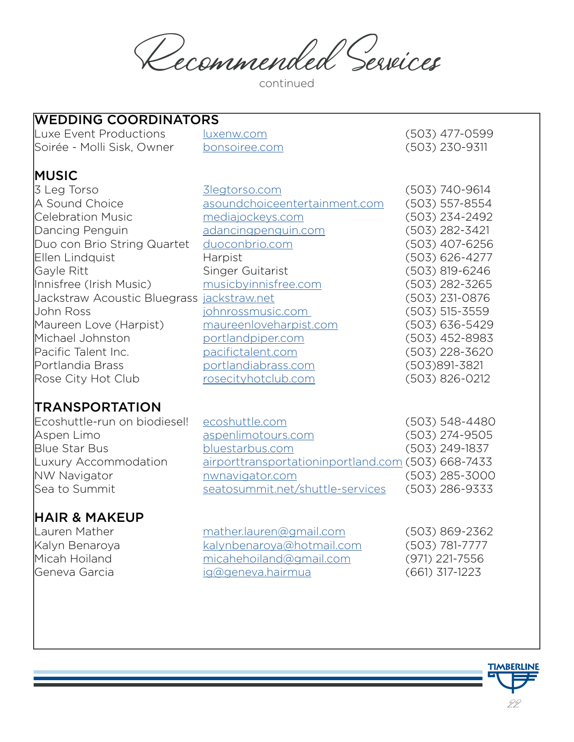# Recommended Services

continued

## WEDDING COORDINATORS

| | | |
|---|---|---|
| Luxe Event Productions | luxenw.com | (503) 477-0599 |
| Soirée - Molli Sisk, Owner | bonsoiree.com | (503) 230-9311 |

## MUSIC

| | | |
|---|---|---|
| 3 Leg Torso | 3legtorso.com | (503) 740-9614 |
| A Sound Choice | asoundchoiceentertainment.com | (503) 557-8554 |
| Celebration Music | mediajockeys.com | (503) 234-2492 |
| Dancing Penguin | adancingpenguin.com | (503) 282-3421 |
| Duo con Brio String Quartet | duoconbrio.com | (503) 407-6256 |
| Ellen Lindquist | Harpist | (503) 626-4277 |
| Gayle Ritt | Singer Guitarist | (503) 819-6246 |
| Innisfree (Irish Music) | musicbyinnisfree.com | (503) 282-3265 |
| Jackstraw Acoustic Bluegrass | jackstraw.net | (503) 231-0876 |
| John Ross | johnrossmusic.com | (503) 515-3559 |
| Maureen Love (Harpist) | maureenloveharpist.com | (503) 636-5429 |
| Michael Johnston | portlandpiper.com | (503) 452-8983 |
| Pacific Talent Inc. | pacifictalent.com | (503) 228-3620 |
| Portlandia Brass | portlandiabrass.com | (503)891-3821 |
| Rose City Hot Club | rosecityhotclub.com | (503) 826-0212 |

## TRANSPORTATION

| | | |
|---|---|---|
| Ecoshuttle-run on biodiesel! | ecoshuttle.com | (503) 548-4480 |
| Aspen Limo | aspenlimotours.com | (503) 274-9505 |
| Blue Star Bus | bluestarbus.com | (503) 249-1837 |
| Luxury Accommodation | airporttransportationinportland.com | (503) 668-7433 |
| NW Navigator | nwnavigator.com | (503) 285-3000 |
| Sea to Summit | seatosummit.net/shuttle-services | (503) 286-9333 |

## HAIR & MAKEUP

| | | |
|---|---|---|
| Lauren Mather | mather.lauren@gmail.com | (503) 869-2362 |
| Kalyn Benaroya | kalynbenaroya@hotmail.com | (503) 781-7777 |
| Micah Hoiland | micahehoiland@gmail.com | (971) 221-7556 |
| Geneva Garcia | ig@geneva.hairmua | (661) 317-1223 |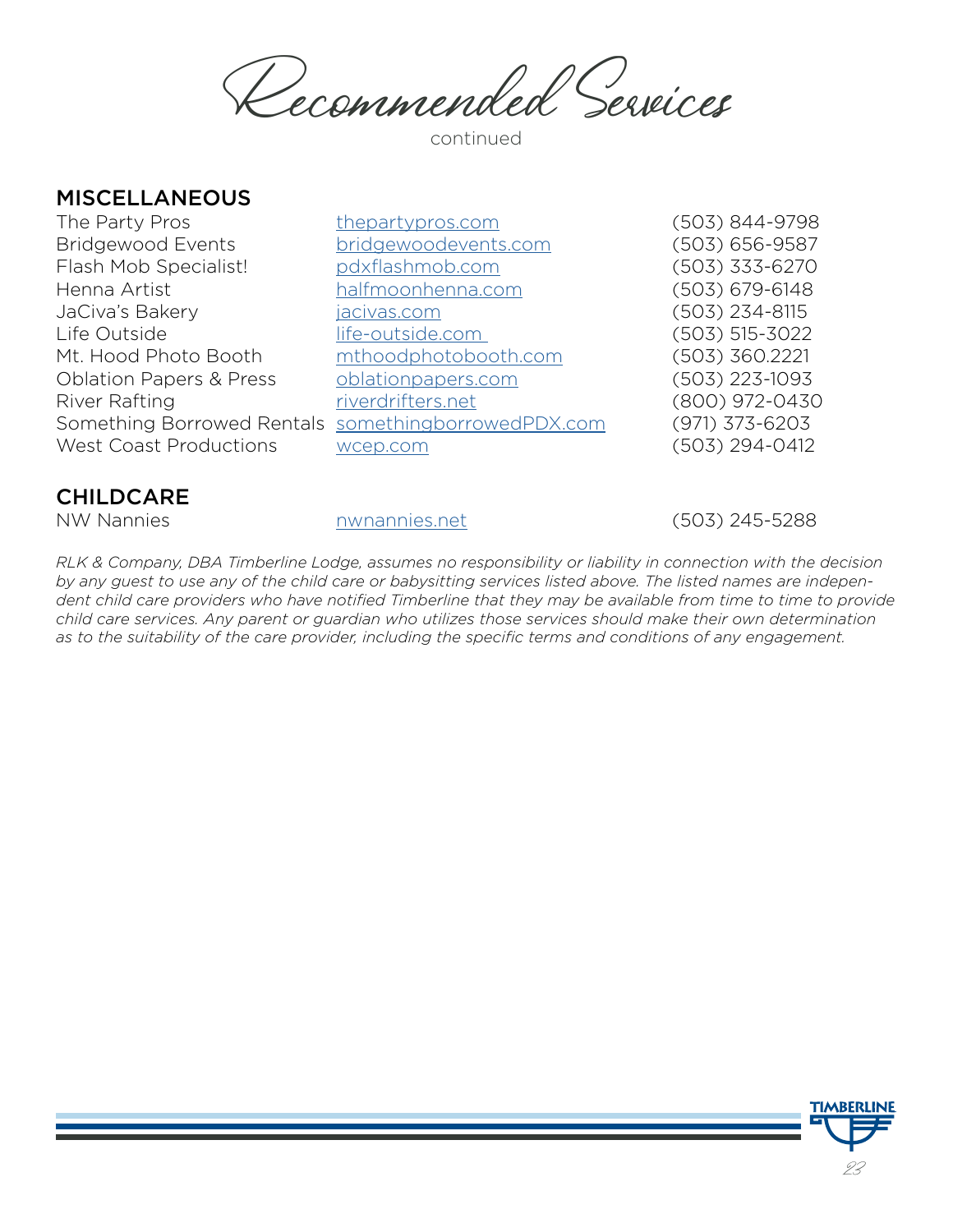# Recommended Services

continued

## MISCELLANEOUS

| | | |
|---|---|---|
| The Party Pros | thepartypros.com | (503) 844-9798 |
| Bridgewood Events | bridgewoodevents.com | (503) 656-9587 |
| Flash Mob Specialist! | pdxflashmob.com | (503) 333-6270 |
| Henna Artist | halfmoonhenna.com | (503) 679-6148 |
| JaCiva's Bakery | jacivas.com | (503) 234-8115 |
| Life Outside | life-outside.com | (503) 515-3022 |
| Mt. Hood Photo Booth | mthoodphotobooth.com | (503) 360.2221 |
| Oblation Papers & Press | oblationpapers.com | (503) 223-1093 |
| River Rafting | riverdrifters.net | (800) 972-0430 |
| Something Borrowed Rentals | somethingborrowedPDX.com | (971) 373-6203 |
| West Coast Productions | wcep.com | (503) 294-0412 |

## CHILDCARE

| | | |
|---|---|---|
| NW Nannies | nwnannies.net | (503) 245-5288 |

*RLK & Company, DBA Timberline Lodge, assumes no responsibility or liability in connection with the decision by any guest to use any of the child care or babysitting services listed above. The listed names are independent child care providers who have notified Timberline that they may be available from time to time to provide child care services. Any parent or guardian who utilizes those services should make their own determination as to the suitability of the care provider, including the specific terms and conditions of any engagement.*